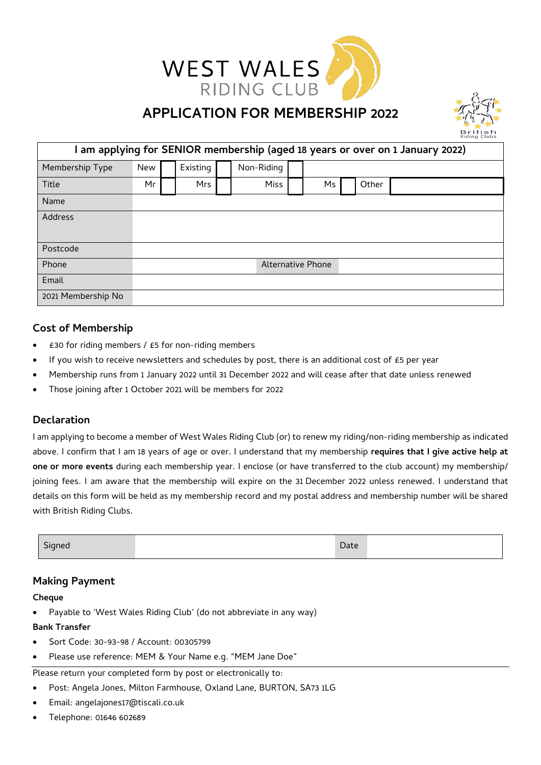# WEST WALES RIDING CLUB

## APPLICATION FOR MEMBERSHIP 2022

| I am applying for SENIOR membership (aged 18 years or over on 1 January 2022) | | | | | | | | | | |
|---|---|---|---|---|---|---|---|---|---|---|
| Membership Type | New | | Existing | | Non-Riding | | | | | |
| Title | Mr | | Mrs | | Miss | | Ms | | Other | |
| Name | | | | | | | | | | |
| Address | | | | | | | | | | |
| Postcode | | | | | | | | | | |
| Phone | | | | | Alternative Phone | | | | | |
| Email | | | | | | | | | | |
| 2021 Membership No | | | | | | | | | | |

### Cost of Membership

- £30 for riding members / £5 for non-riding members
- If you wish to receive newsletters and schedules by post, there is an additional cost of £5 per year
- Membership runs from 1 January 2022 until 31 December 2022 and will cease after that date unless renewed
- Those joining after 1 October 2021 will be members for 2022

### Declaration

I am applying to become a member of West Wales Riding Club (or) to renew my riding/non-riding membership as indicated above. I confirm that I am 18 years of age or over. I understand that my membership **requires that I give active help at one or more events** during each membership year. I enclose (or have transferred to the club account) my membership/ joining fees. I am aware that the membership will expire on the 31 December 2022 unless renewed. I understand that details on this form will be held as my membership record and my postal address and membership number will be shared with British Riding Clubs.

| Signed | | Date | |
|---|---|---|---|

### Making Payment

**Cheque**

- Payable to 'West Wales Riding Club' (do not abbreviate in any way)

**Bank Transfer**

- Sort Code: 30-93-98 / Account: 00305799
- Please use reference: MEM & Your Name e.g. "MEM Jane Doe"

Please return your completed form by post or electronically to:

- Post: Angela Jones, Milton Farmhouse, Oxland Lane, BURTON, SA73 1LG
- Email: angelajones17@tiscali.co.uk
- Telephone: 01646 602689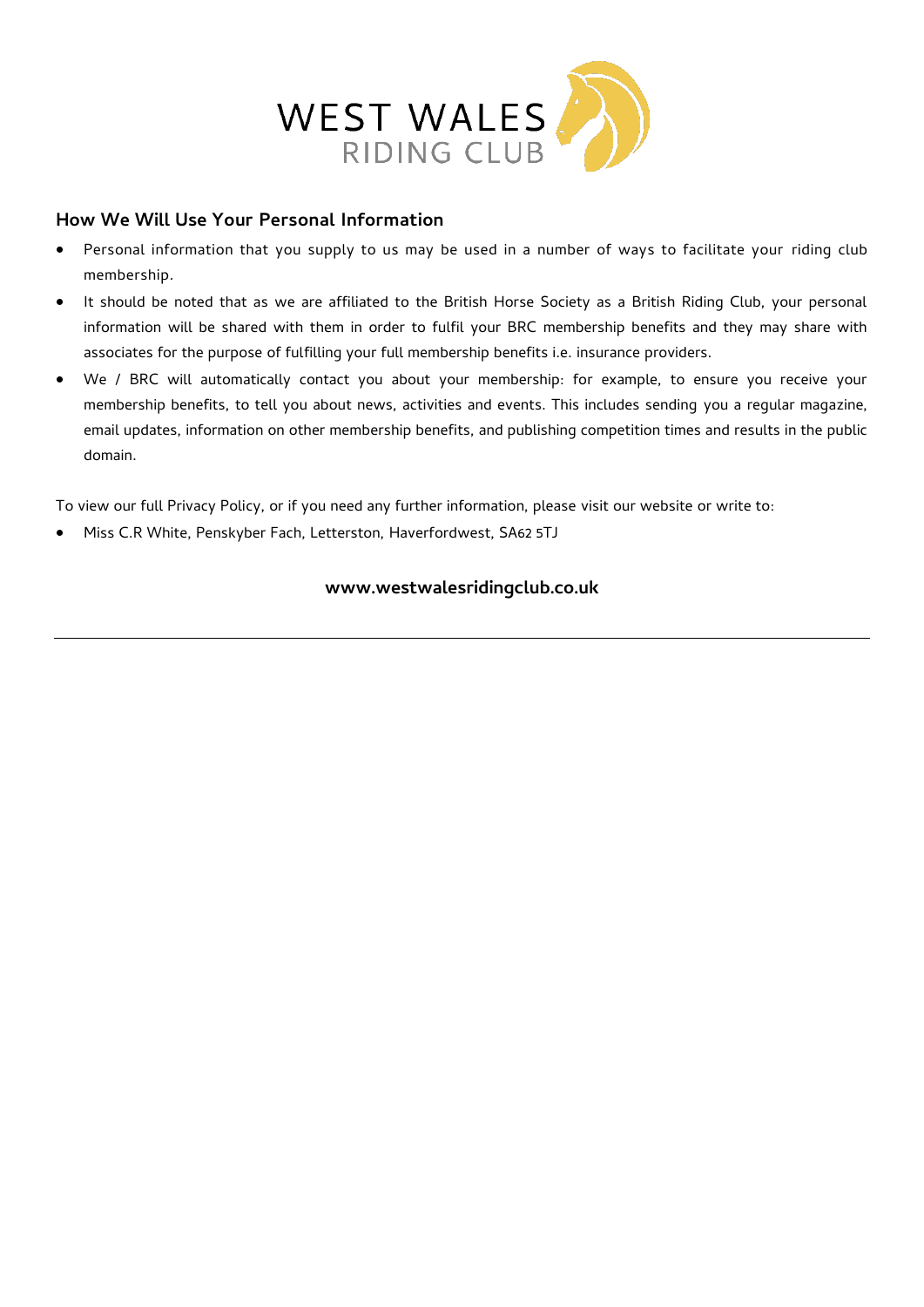WEST WALES
RIDING CLUB

## How We Will Use Your Personal Information

- Personal information that you supply to us may be used in a number of ways to facilitate your riding club membership.
- It should be noted that as we are affiliated to the British Horse Society as a British Riding Club, your personal information will be shared with them in order to fulfil your BRC membership benefits and they may share with associates for the purpose of fulfilling your full membership benefits i.e. insurance providers.
- We / BRC will automatically contact you about your membership: for example, to ensure you receive your membership benefits, to tell you about news, activities and events. This includes sending you a regular magazine, email updates, information on other membership benefits, and publishing competition times and results in the public domain.

To view our full Privacy Policy, or if you need any further information, please visit our website or write to:

- Miss C.R White, Penskyber Fach, Letterston, Haverfordwest, SA62 5TJ

**www.westwalesridingclub.co.uk**